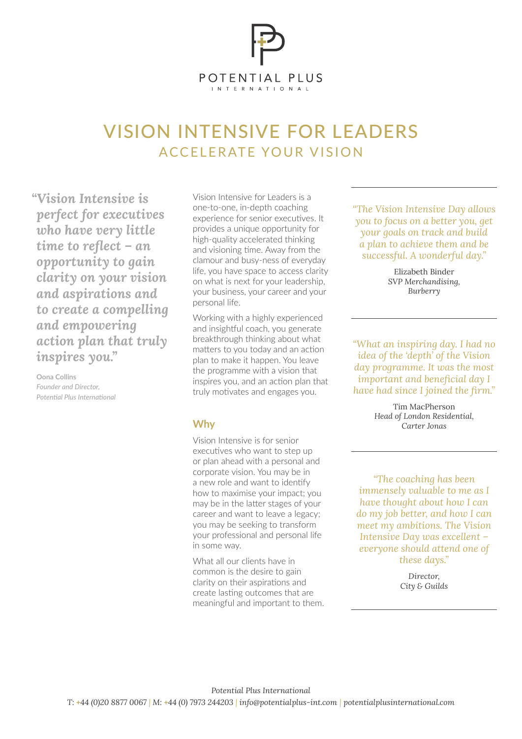POTENTIAL PLUS
INTERNATIONAL

# VISION INTENSIVE FOR LEADERS

## ACCELERATE YOUR VISION

> ***"Vision Intensive is perfect for executives who have very little time to reflect – an opportunity to gain clarity on your vision and aspirations and to create a compelling and empowering action plan that truly inspires you."***
>
> **Oona Collins**
> *Founder and Director, Potential Plus International*

Vision Intensive for Leaders is a one-to-one, in-depth coaching experience for senior executives. It provides a unique opportunity for high-quality accelerated thinking and visioning time. Away from the clamour and busy-ness of everyday life, you have space to access clarity on what is next for your leadership, your business, your career and your personal life.

Working with a highly experienced and insightful coach, you generate breakthrough thinking about what matters to you today and an action plan to make it happen. You leave the programme with a vision that inspires you, and an action plan that truly motivates and engages you.

### Why

Vision Intensive is for senior executives who want to step up or plan ahead with a personal and corporate vision. You may be in a new role and want to identify how to maximise your impact; you may be in the latter stages of your career and want to leave a legacy; you may be seeking to transform your professional and personal life in some way.

What all our clients have in common is the desire to gain clarity on their aspirations and create lasting outcomes that are meaningful and important to them.

---

> *"The Vision Intensive Day allows you to focus on a better you, get your goals on track and build a plan to achieve them and be successful. A wonderful day."*
>
> Elizabeth Binder
> *SVP Merchandising, Burberry*

---

> *"What an inspiring day. I had no idea of the 'depth' of the Vision day programme. It was the most important and beneficial day I have had since I joined the firm."*
>
> Tim MacPherson
> *Head of London Residential, Carter Jonas*

---

> *"The coaching has been immensely valuable to me as I have thought about how I can do my job better, and how I can meet my ambitions. The Vision Intensive Day was excellent – everyone should attend one of these days."*
>
> *Director, City & Guilds*

---

*Potential Plus International*
T: +44 (0)20 8877 0067 | M: +44 (0) 7973 244203 | *info@potentialplus-int.com* | *potentialplusinternational.com*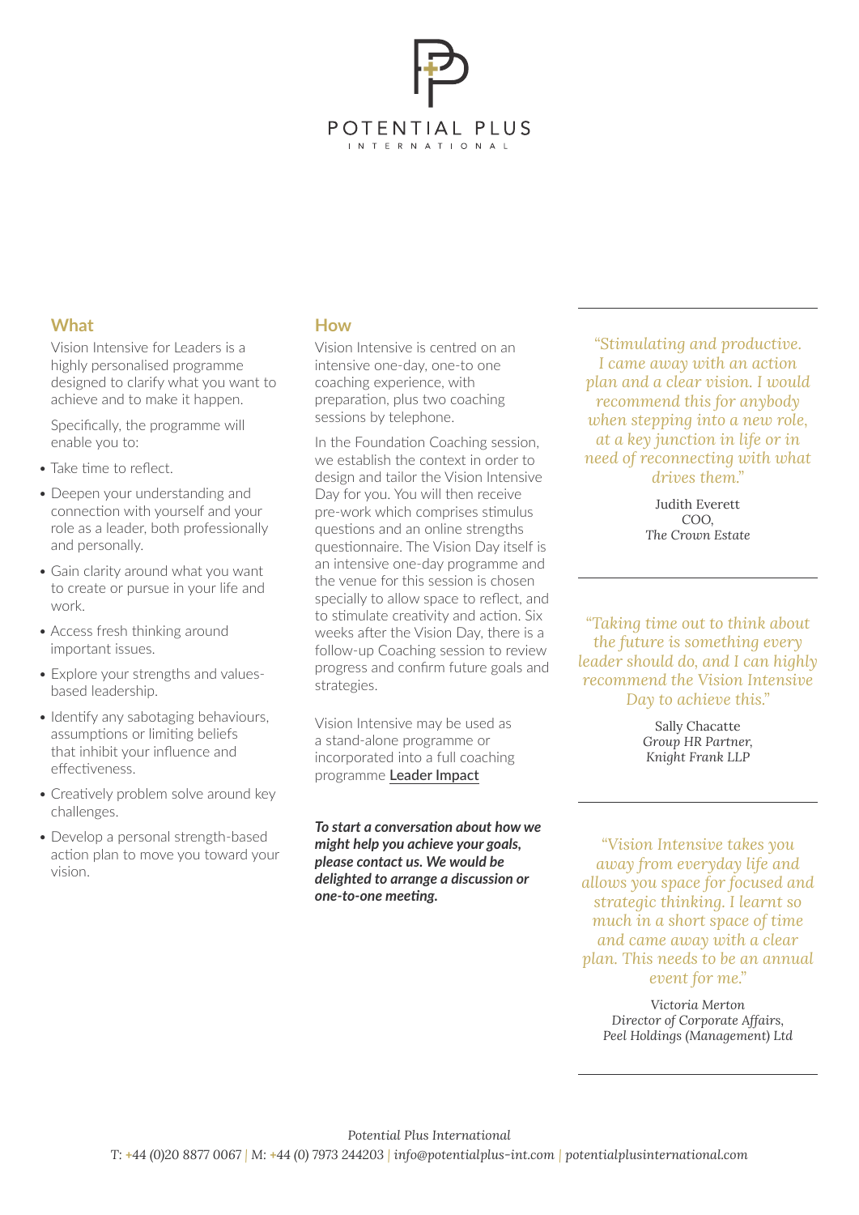POTENTIAL PLUS

INTERNATIONAL

## What

Vision Intensive for Leaders is a highly personalised programme designed to clarify what you want to achieve and to make it happen.

Specifically, the programme will enable you to:

- Take time to reflect.
- Deepen your understanding and connection with yourself and your role as a leader, both professionally and personally.
- Gain clarity around what you want to create or pursue in your life and work.
- Access fresh thinking around important issues.
- Explore your strengths and values-based leadership.
- Identify any sabotaging behaviours, assumptions or limiting beliefs that inhibit your influence and effectiveness.
- Creatively problem solve around key challenges.
- Develop a personal strength-based action plan to move you toward your vision.

## How

Vision Intensive is centred on an intensive one-day, one-to one coaching experience, with preparation, plus two coaching sessions by telephone.

In the Foundation Coaching session, we establish the context in order to design and tailor the Vision Intensive Day for you. You will then receive pre-work which comprises stimulus questions and an online strengths questionnaire. The Vision Day itself is an intensive one-day programme and the venue for this session is chosen specially to allow space to reflect, and to stimulate creativity and action. Six weeks after the Vision Day, there is a follow-up Coaching session to review progress and confirm future goals and strategies.

Vision Intensive may be used as a stand-alone programme or incorporated into a full coaching programme Leader Impact

***To start a conversation about how we might help you achieve your goals, please contact us. We would be delighted to arrange a discussion or one-to-one meeting.***

---

*"Stimulating and productive. I came away with an action plan and a clear vision. I would recommend this for anybody when stepping into a new role, at a key junction in life or in need of reconnecting with what drives them."*

Judith Everett
COO,
*The Crown Estate*

---

*"Taking time out to think about the future is something every leader should do, and I can highly recommend the Vision Intensive Day to achieve this."*

Sally Chacatte
*Group HR Partner,*
*Knight Frank LLP*

---

*"Vision Intensive takes you away from everyday life and allows you space for focused and strategic thinking. I learnt so much in a short space of time and came away with a clear plan. This needs to be an annual event for me."*

*Victoria Merton*
*Director of Corporate Affairs,*
*Peel Holdings (Management) Ltd*

---

*Potential Plus International*

T: +44 (0)20 8877 0067 | M: +44 (0) 7973 244203 | *info@potentialplus-int.com* | *potentialplusinternational.com*